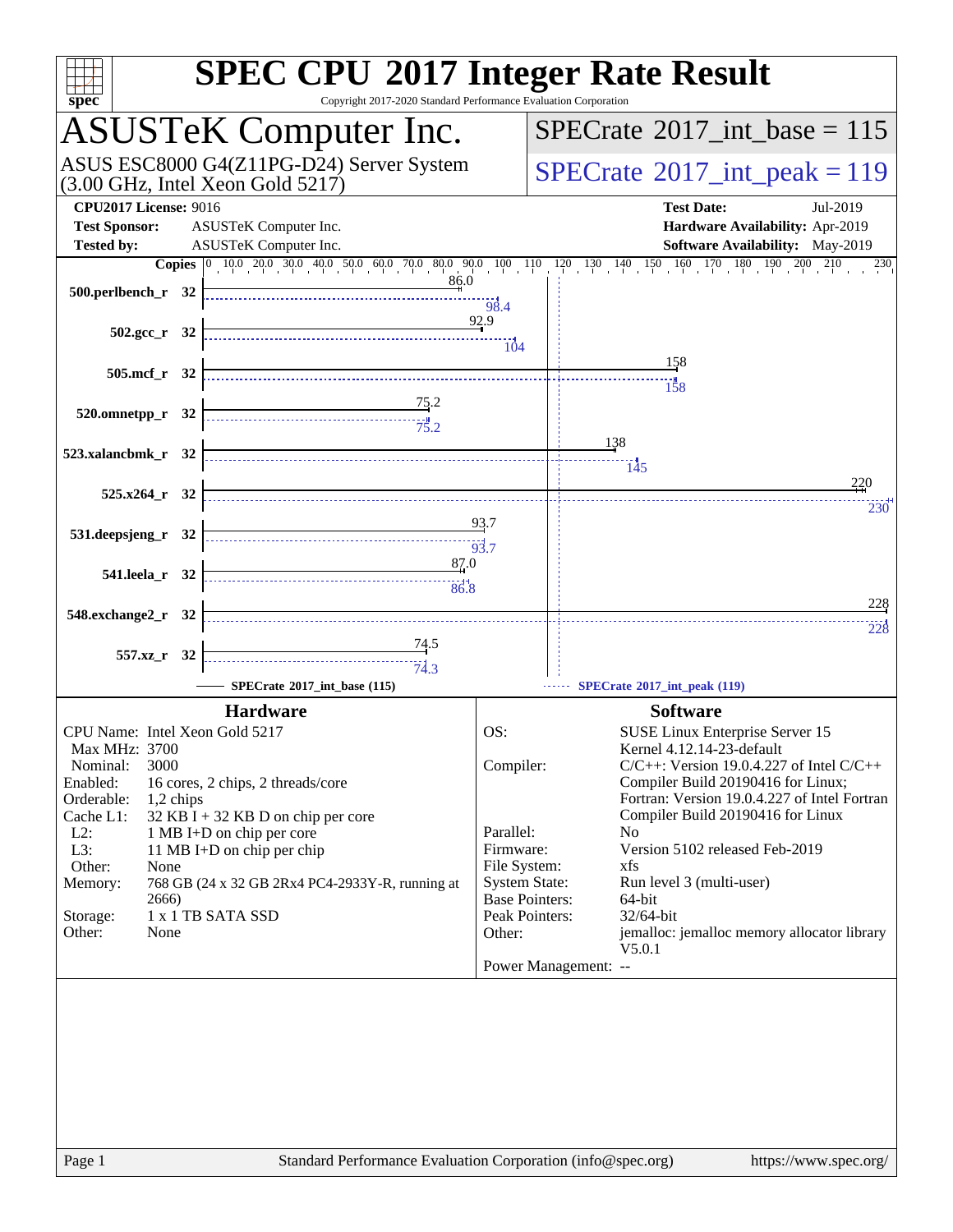# SPEC CPU 2017 Integer Rate Result

Copyright 2017-2020 Standard Performance Evaluation Corporation

## ASUSTeK Computer Inc.

ASUS ESC8000 G4(Z11PG-D24) Server System
(3.00 GHz, Intel Xeon Gold 5217)

SPECrate 2017_int_base = 115

SPECrate 2017_int_peak = 119

**CPU2017 License:** 9016
**Test Sponsor:** ASUSTeK Computer Inc.
**Tested by:** ASUSTeK Computer Inc.

**Test Date:** Jul-2019
**Hardware Availability:** Apr-2019
**Software Availability:** May-2019

| Benchmark | Copies | SPECrate 2017_int_base (115) | SPECrate 2017_int_peak (119) |
|---|---|---|---|
| 500.perlbench_r | 32 | 86.0 | 98.4 |
| 502.gcc_r | 32 | 92.9 | 104 |
| 505.mcf_r | 32 | 158 | 158 |
| 520.omnetpp_r | 32 | 75.2 | 75.2 |
| 523.xalancbmk_r | 32 | 138 | 145 |
| 525.x264_r | 32 | 220 | 230 |
| 531.deepsjeng_r | 32 | 93.7 | 93.7 |
| 541.leela_r | 32 | 87.0 | 86.8 |
| 548.exchange2_r | 32 | 228 | 228 |
| 557.xz_r | 32 | 74.5 | 74.3 |

### Hardware

| | |
|---|---|
| CPU Name: | Intel Xeon Gold 5217 |
| Max MHz: | 3700 |
| Nominal: | 3000 |
| Enabled: | 16 cores, 2 chips, 2 threads/core |
| Orderable: | 1,2 chips |
| Cache L1: | 32 KB I + 32 KB D on chip per core |
| L2: | 1 MB I+D on chip per core |
| L3: | 11 MB I+D on chip per chip |
| Other: | None |
| Memory: | 768 GB (24 x 32 GB 2Rx4 PC4-2933Y-R, running at 2666) |
| Storage: | 1 x 1 TB SATA SSD |
| Other: | None |

### Software

| | |
|---|---|
| OS: | SUSE Linux Enterprise Server 15 Kernel 4.12.14-23-default |
| Compiler: | C/C++: Version 19.0.4.227 of Intel C/C++ Compiler Build 20190416 for Linux; Fortran: Version 19.0.4.227 of Intel Fortran Compiler Build 20190416 for Linux |
| Parallel: | No |
| Firmware: | Version 5102 released Feb-2019 |
| File System: | xfs |
| System State: | Run level 3 (multi-user) |
| Base Pointers: | 64-bit |
| Peak Pointers: | 32/64-bit |
| Other: | jemalloc: jemalloc memory allocator library V5.0.1 |
| Power Management: | -- |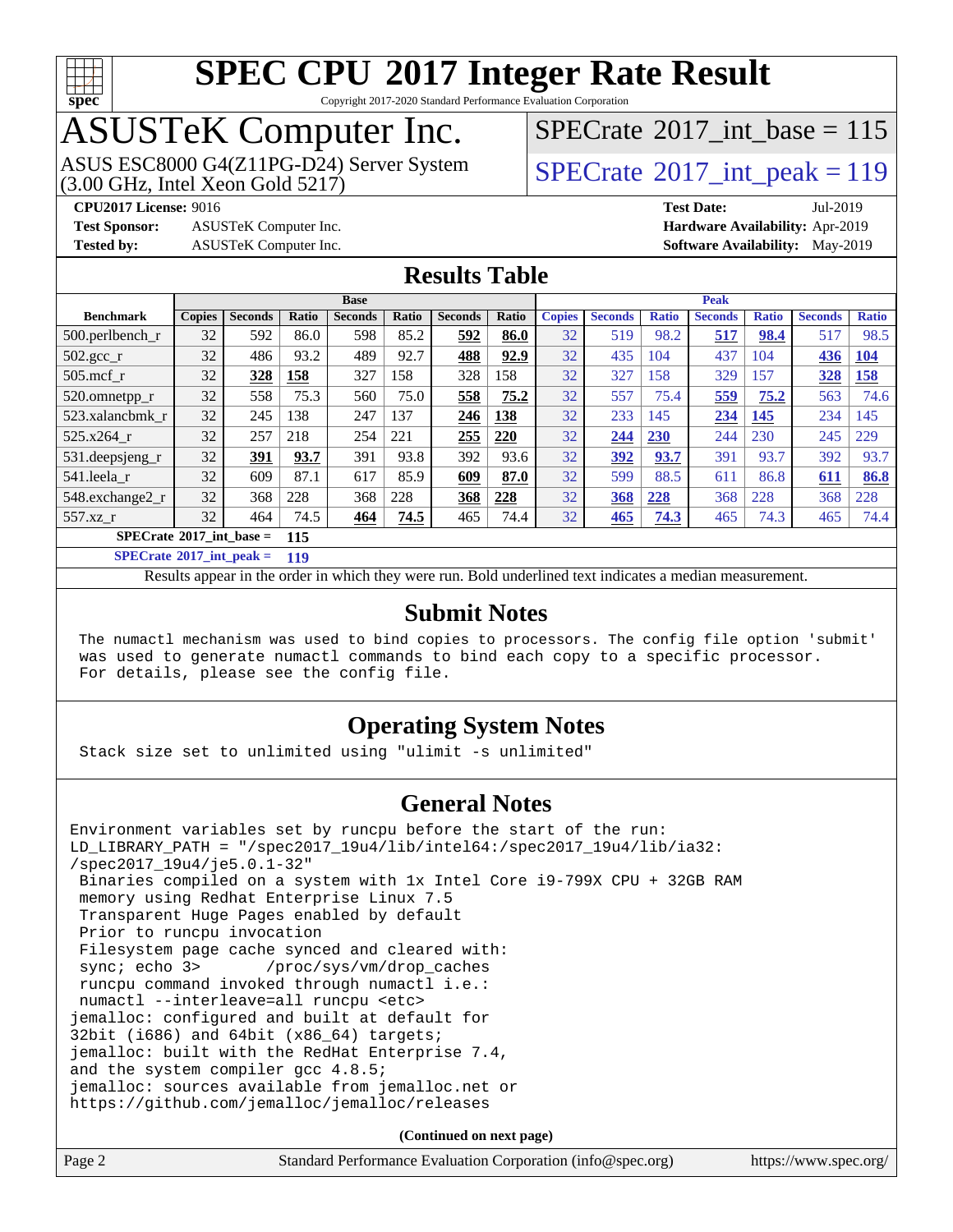# SPEC CPU 2017 Integer Rate Result

Copyright 2017-2020 Standard Performance Evaluation Corporation

## ASUSTeK Computer Inc.

ASUS ESC8000 G4(Z11PG-D24) Server System (3.00 GHz, Intel Xeon Gold 5217)

SPECrate 2017_int_base = 115

SPECrate 2017_int_peak = 119

**CPU2017 License:** 9016
**Test Sponsor:** ASUSTeK Computer Inc.
**Tested by:** ASUSTeK Computer Inc.

**Test Date:** Jul-2019
**Hardware Availability:** Apr-2019
**Software Availability:** May-2019

## Results Table

| Benchmark | Base | | | | | | | Peak | | | | | | |
|---|---|---|---|---|---|---|---|---|---|---|---|---|---|---|
| | Copies | Seconds | Ratio | Seconds | Ratio | Seconds | Ratio | Copies | Seconds | Ratio | Seconds | Ratio | Seconds | Ratio |
| 500.perlbench_r | 32 | 592 | 86.0 | 598 | 85.2 | **592** | **86.0** | 32 | 519 | 98.2 | **517** | **98.4** | 517 | 98.5 |
| 502.gcc_r | 32 | 486 | 93.2 | 489 | 92.7 | **488** | **92.9** | 32 | 435 | 104 | 437 | 104 | **436** | **104** |
| 505.mcf_r | 32 | **328** | **158** | 327 | 158 | 328 | 158 | 32 | 327 | 158 | 329 | 157 | **328** | **158** |
| 520.omnetpp_r | 32 | 558 | 75.3 | 560 | 75.0 | **558** | **75.2** | 32 | 557 | 75.4 | **559** | **75.2** | 563 | 74.6 |
| 523.xalancbmk_r | 32 | 245 | 138 | 247 | 137 | **246** | **138** | 32 | 233 | 145 | **234** | **145** | 234 | 145 |
| 525.x264_r | 32 | 257 | 218 | 254 | 221 | **255** | **220** | 32 | **244** | **230** | 244 | 230 | 245 | 229 |
| 531.deepsjeng_r | 32 | **391** | **93.7** | 391 | 93.8 | 392 | 93.6 | 32 | **392** | **93.7** | 391 | 93.7 | 392 | 93.7 |
| 541.leela_r | 32 | 609 | 87.1 | 617 | 85.9 | **609** | **87.0** | 32 | 599 | 88.5 | 611 | 86.8 | **611** | **86.8** |
| 548.exchange2_r | 32 | 368 | 228 | 368 | 228 | **368** | **228** | 32 | **368** | **228** | 368 | 228 | 368 | 228 |
| 557.xz_r | 32 | 464 | 74.5 | **464** | **74.5** | 465 | 74.4 | 32 | **465** | **74.3** | 465 | 74.3 | 465 | 74.4 |

**SPECrate 2017_int_base =** **115**

**SPECrate 2017_int_peak =** **119**

Results appear in the order in which they were run. Bold underlined text indicates a median measurement.

## Submit Notes

```
The numactl mechanism was used to bind copies to processors. The config file option 'submit'
was used to generate numactl commands to bind each copy to a specific processor.
For details, please see the config file.
```

## Operating System Notes

```
Stack size set to unlimited using "ulimit -s unlimited"
```

## General Notes

```
Environment variables set by runcpu before the start of the run:
LD_LIBRARY_PATH = "/spec2017_19u4/lib/intel64:/spec2017_19u4/lib/ia32:
/spec2017_19u4/je5.0.1-32"
 Binaries compiled on a system with 1x Intel Core i9-799X CPU + 32GB RAM
 memory using Redhat Enterprise Linux 7.5
 Transparent Huge Pages enabled by default
 Prior to runcpu invocation
 Filesystem page cache synced and cleared with:
 sync; echo 3>       /proc/sys/vm/drop_caches
 runcpu command invoked through numactl i.e.:
 numactl --interleave=all runcpu <etc>
jemalloc: configured and built at default for
32bit (i686) and 64bit (x86_64) targets;
jemalloc: built with the RedHat Enterprise 7.4,
and the system compiler gcc 4.8.5;
jemalloc: sources available from jemalloc.net or
https://github.com/jemalloc/jemalloc/releases
```

**(Continued on next page)**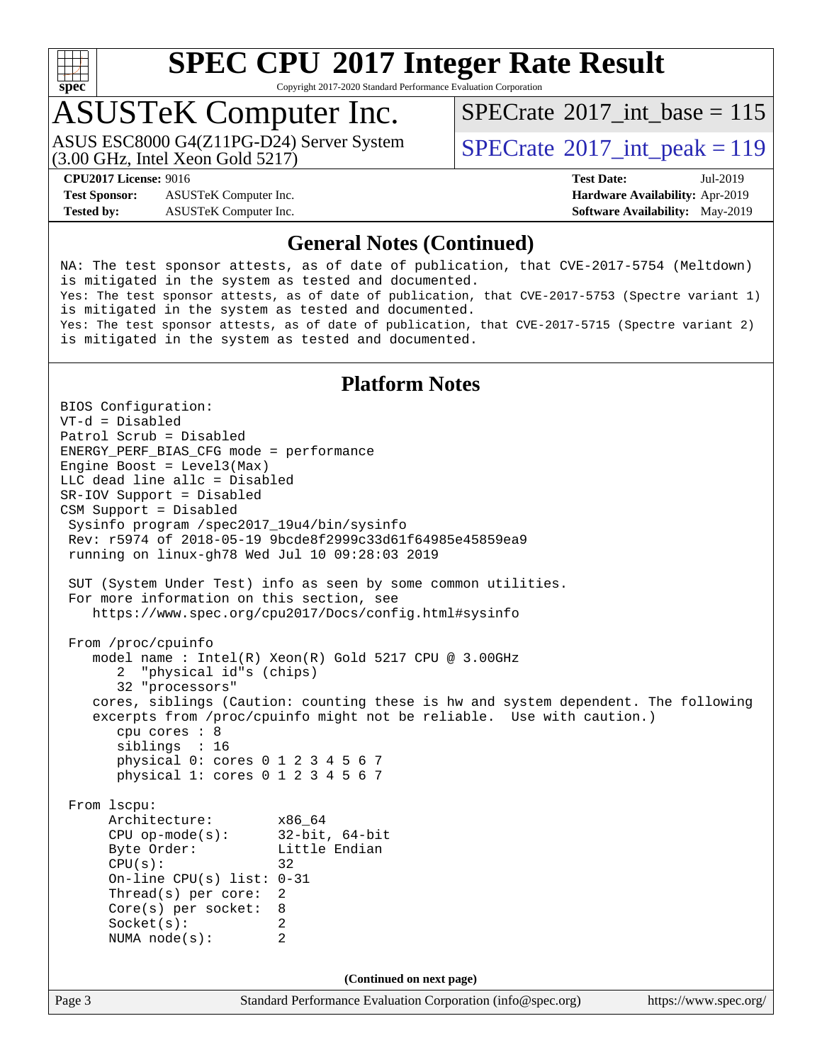## General Notes (Continued)

NA: The test sponsor attests, as of date of publication, that CVE-2017-5754 (Meltdown) is mitigated in the system as tested and documented.
Yes: The test sponsor attests, as of date of publication, that CVE-2017-5753 (Spectre variant 1) is mitigated in the system as tested and documented.
Yes: The test sponsor attests, as of date of publication, that CVE-2017-5715 (Spectre variant 2) is mitigated in the system as tested and documented.

## Platform Notes

```
BIOS Configuration:
VT-d = Disabled
Patrol Scrub = Disabled
ENERGY_PERF_BIAS_CFG mode = performance
Engine Boost = Level3(Max)
LLC dead line allc = Disabled
SR-IOV Support = Disabled
CSM Support = Disabled
 Sysinfo program /spec2017_19u4/bin/sysinfo
 Rev: r5974 of 2018-05-19 9bcde8f2999c33d61f64985e45859ea9
 running on linux-gh78 Wed Jul 10 09:28:03 2019

 SUT (System Under Test) info as seen by some common utilities.
 For more information on this section, see
    https://www.spec.org/cpu2017/Docs/config.html#sysinfo

 From /proc/cpuinfo
    model name : Intel(R) Xeon(R) Gold 5217 CPU @ 3.00GHz
       2  "physical id"s (chips)
       32 "processors"
    cores, siblings (Caution: counting these is hw and system dependent. The following
    excerpts from /proc/cpuinfo might not be reliable.  Use with caution.)
       cpu cores : 8
       siblings  : 16
       physical 0: cores 0 1 2 3 4 5 6 7
       physical 1: cores 0 1 2 3 4 5 6 7

 From lscpu:
      Architecture:        x86_64
      CPU op-mode(s):      32-bit, 64-bit
      Byte Order:          Little Endian
      CPU(s):              32
      On-line CPU(s) list: 0-31
      Thread(s) per core:  2
      Core(s) per socket:  8
      Socket(s):           2
      NUMA node(s):        2
```

(Continued on next page)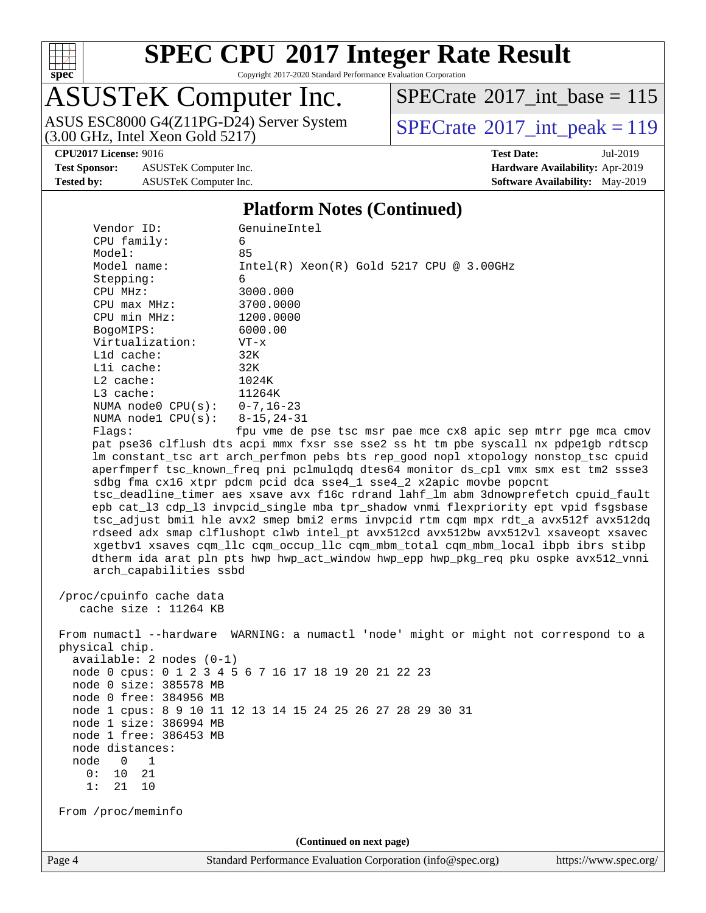## Platform Notes (Continued)

```
     Vendor ID:             GenuineIntel
     CPU family:            6
     Model:                 85
     Model name:            Intel(R) Xeon(R) Gold 5217 CPU @ 3.00GHz
     Stepping:              6
     CPU MHz:               3000.000
     CPU max MHz:           3700.0000
     CPU min MHz:           1200.0000
     BogoMIPS:              6000.00
     Virtualization:        VT-x
     L1d cache:             32K
     L1i cache:             32K
     L2 cache:              1024K
     L3 cache:              11264K
     NUMA node0 CPU(s):     0-7,16-23
     NUMA node1 CPU(s):     8-15,24-31
     Flags:                 fpu vme de pse tsc msr pae mce cx8 apic sep mtrr pge mca cmov
     pat pse36 clflush dts acpi mmx fxsr sse sse2 ss ht tm pbe syscall nx pdpe1gb rdtscp
     lm constant_tsc art arch_perfmon pebs bts rep_good nopl xtopology nonstop_tsc cpuid
     aperfmperf tsc_known_freq pni pclmulqdq dtes64 monitor ds_cpl vmx smx est tm2 ssse3
     sdbg fma cx16 xtpr pdcm pcid dca sse4_1 sse4_2 x2apic movbe popcnt
     tsc_deadline_timer aes xsave avx f16c rdrand lahf_lm abm 3dnowprefetch cpuid_fault
     epb cat_l3 cdp_l3 invpcid_single mba tpr_shadow vnmi flexpriority ept vpid fsgsbase
     tsc_adjust bmi1 hle avx2 smep bmi2 erms invpcid rtm cqm mpx rdt_a avx512f avx512dq
     rdseed adx smap clflushopt clwb intel_pt avx512cd avx512bw avx512vl xsaveopt xsavec
     xgetbv1 xsaves cqm_llc cqm_occup_llc cqm_mbm_total cqm_mbm_local ibpb ibrs stibp
     dtherm ida arat pln pts hwp hwp_act_window hwp_epp hwp_pkg_req pku ospke avx512_vnni
     arch_capabilities ssbd

 /proc/cpuinfo cache data
    cache size : 11264 KB

 From numactl --hardware  WARNING: a numactl 'node' might or might not correspond to a
 physical chip.
   available: 2 nodes (0-1)
   node 0 cpus: 0 1 2 3 4 5 6 7 16 17 18 19 20 21 22 23
   node 0 size: 385578 MB
   node 0 free: 384956 MB
   node 1 cpus: 8 9 10 11 12 13 14 15 24 25 26 27 28 29 30 31
   node 1 size: 386994 MB
   node 1 free: 386453 MB
   node distances:
   node   0   1
     0:  10  21
     1:  21  10

 From /proc/meminfo
```

(Continued on next page)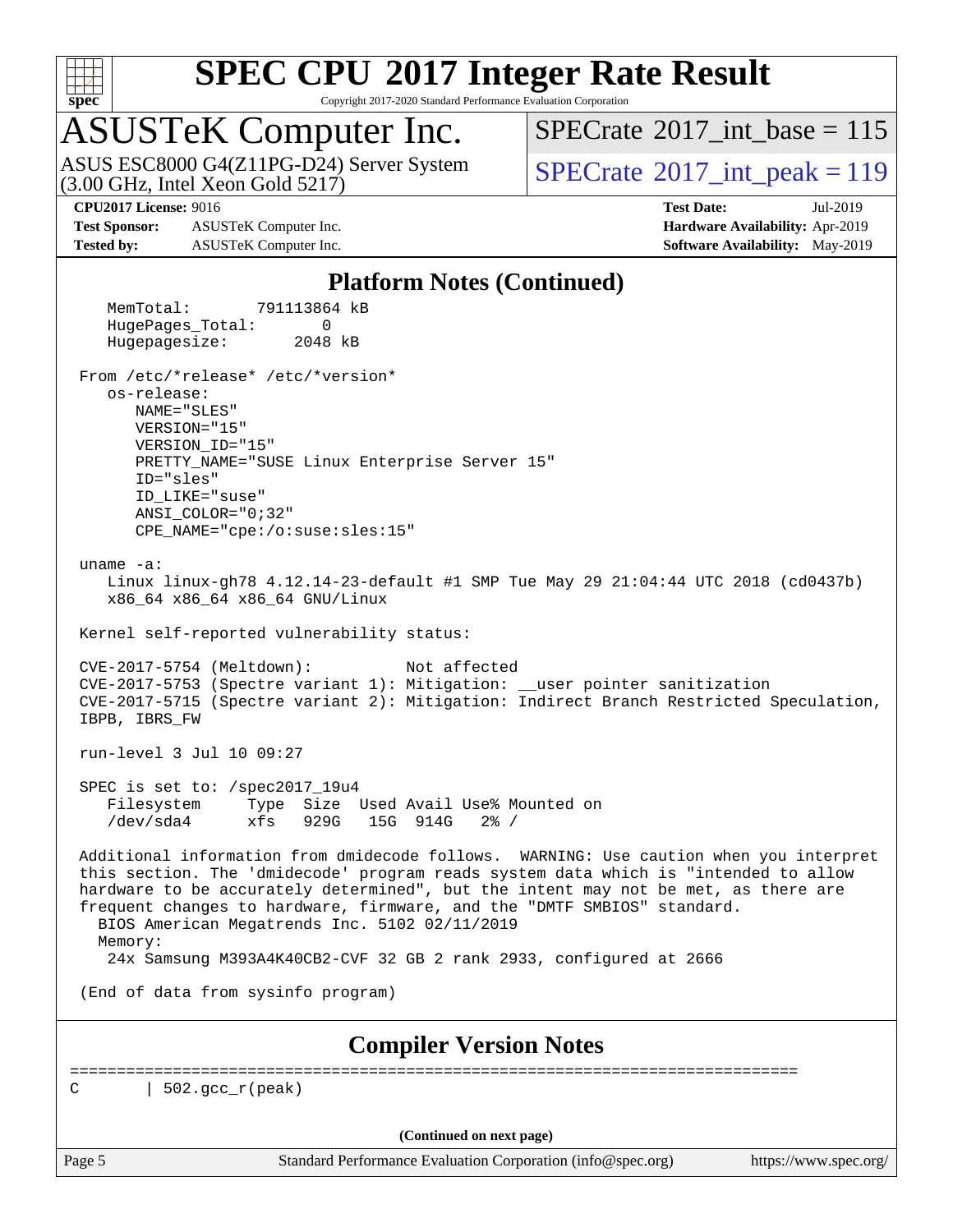# SPEC CPU 2017 Integer Rate Result

Copyright 2017-2020 Standard Performance Evaluation Corporation

## ASUSTeK Computer Inc.

ASUS ESC8000 G4(Z11PG-D24) Server System (3.00 GHz, Intel Xeon Gold 5217)

SPECrate 2017_int_base = 115

SPECrate 2017_int_peak = 119

**CPU2017 License:** 9016
**Test Sponsor:** ASUSTeK Computer Inc.
**Tested by:** ASUSTeK Computer Inc.

**Test Date:** Jul-2019
**Hardware Availability:** Apr-2019
**Software Availability:** May-2019

## Platform Notes (Continued)

```
    MemTotal:       791113864 kB
    HugePages_Total:       0
    Hugepagesize:       2048 kB

 From /etc/*release* /etc/*version*
    os-release:
       NAME="SLES"
       VERSION="15"
       VERSION_ID="15"
       PRETTY_NAME="SUSE Linux Enterprise Server 15"
       ID="sles"
       ID_LIKE="suse"
       ANSI_COLOR="0;32"
       CPE_NAME="cpe:/o:suse:sles:15"

 uname -a:
    Linux linux-gh78 4.12.14-23-default #1 SMP Tue May 29 21:04:44 UTC 2018 (cd0437b)
    x86_64 x86_64 x86_64 GNU/Linux

 Kernel self-reported vulnerability status:

 CVE-2017-5754 (Meltdown):          Not affected
 CVE-2017-5753 (Spectre variant 1): Mitigation: __user pointer sanitization
 CVE-2017-5715 (Spectre variant 2): Mitigation: Indirect Branch Restricted Speculation,
 IBPB, IBRS_FW

 run-level 3 Jul 10 09:27

 SPEC is set to: /spec2017_19u4
    Filesystem     Type  Size  Used Avail Use% Mounted on
    /dev/sda4      xfs   929G   15G  914G   2% /

 Additional information from dmidecode follows.  WARNING: Use caution when you interpret
 this section. The 'dmidecode' program reads system data which is "intended to allow
 hardware to be accurately determined", but the intent may not be met, as there are
 frequent changes to hardware, firmware, and the "DMTF SMBIOS" standard.
   BIOS American Megatrends Inc. 5102 02/11/2019
   Memory:
    24x Samsung M393A4K40CB2-CVF 32 GB 2 rank 2933, configured at 2666

 (End of data from sysinfo program)
```

## Compiler Version Notes

```
==============================================================================
C       | 502.gcc_r(peak)
```

(Continued on next page)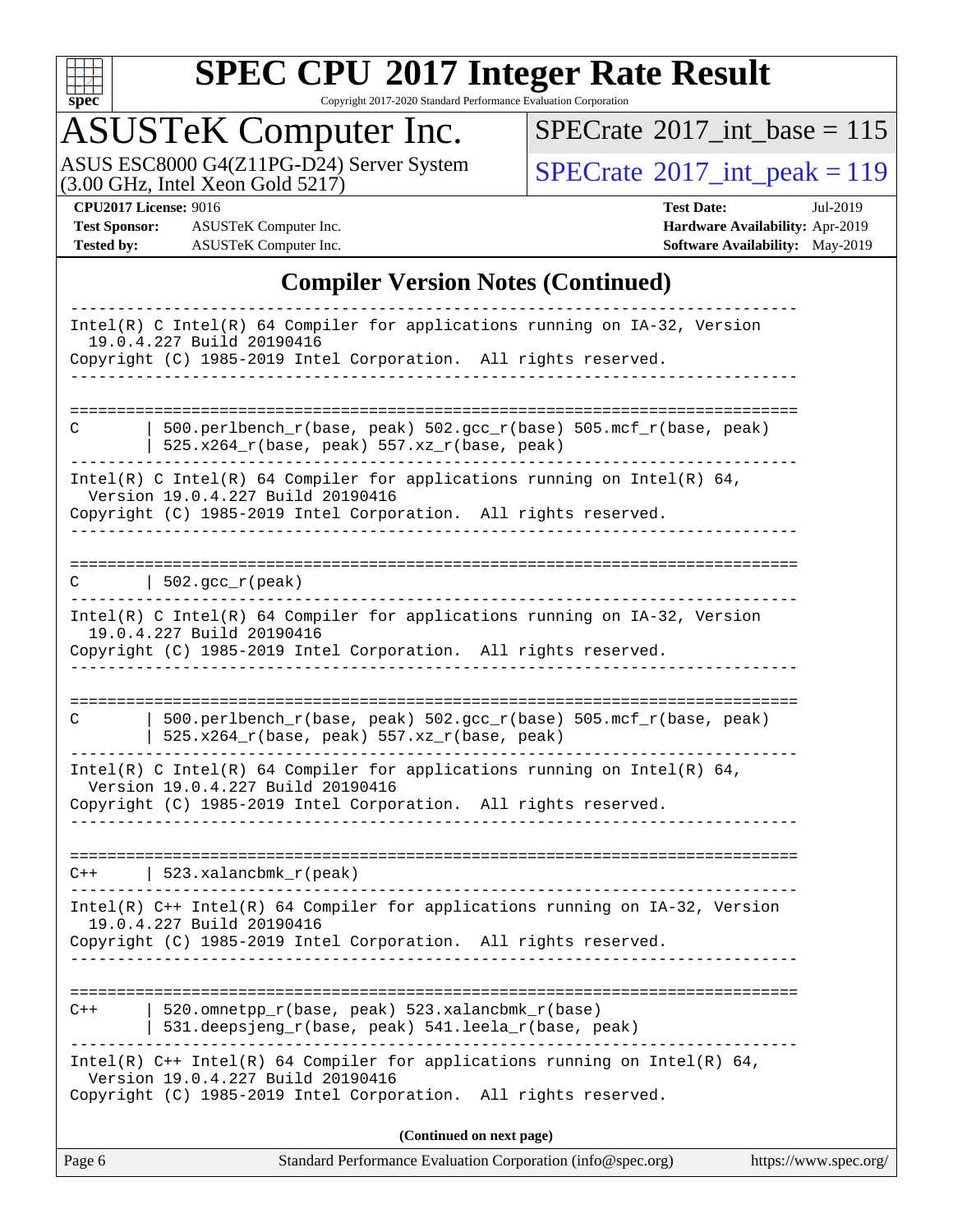## Compiler Version Notes (Continued)

```
------------------------------------------------------------------------------
Intel(R) C Intel(R) 64 Compiler for applications running on IA-32, Version
  19.0.4.227 Build 20190416
Copyright (C) 1985-2019 Intel Corporation.  All rights reserved.
------------------------------------------------------------------------------

==============================================================================
C       | 500.perlbench_r(base, peak) 502.gcc_r(base) 505.mcf_r(base, peak)
        | 525.x264_r(base, peak) 557.xz_r(base, peak)
------------------------------------------------------------------------------
Intel(R) C Intel(R) 64 Compiler for applications running on Intel(R) 64,
  Version 19.0.4.227 Build 20190416
Copyright (C) 1985-2019 Intel Corporation.  All rights reserved.
------------------------------------------------------------------------------

==============================================================================
C       | 502.gcc_r(peak)
------------------------------------------------------------------------------
Intel(R) C Intel(R) 64 Compiler for applications running on IA-32, Version
  19.0.4.227 Build 20190416
Copyright (C) 1985-2019 Intel Corporation.  All rights reserved.
------------------------------------------------------------------------------

==============================================================================
C       | 500.perlbench_r(base, peak) 502.gcc_r(base) 505.mcf_r(base, peak)
        | 525.x264_r(base, peak) 557.xz_r(base, peak)
------------------------------------------------------------------------------
Intel(R) C Intel(R) 64 Compiler for applications running on Intel(R) 64,
  Version 19.0.4.227 Build 20190416
Copyright (C) 1985-2019 Intel Corporation.  All rights reserved.
------------------------------------------------------------------------------

==============================================================================
C++     | 523.xalancbmk_r(peak)
------------------------------------------------------------------------------
Intel(R) C++ Intel(R) 64 Compiler for applications running on IA-32, Version
  19.0.4.227 Build 20190416
Copyright (C) 1985-2019 Intel Corporation.  All rights reserved.
------------------------------------------------------------------------------

==============================================================================
C++     | 520.omnetpp_r(base, peak) 523.xalancbmk_r(base)
        | 531.deepsjeng_r(base, peak) 541.leela_r(base, peak)
------------------------------------------------------------------------------
Intel(R) C++ Intel(R) 64 Compiler for applications running on Intel(R) 64,
  Version 19.0.4.227 Build 20190416
Copyright (C) 1985-2019 Intel Corporation.  All rights reserved.
```

**(Continued on next page)**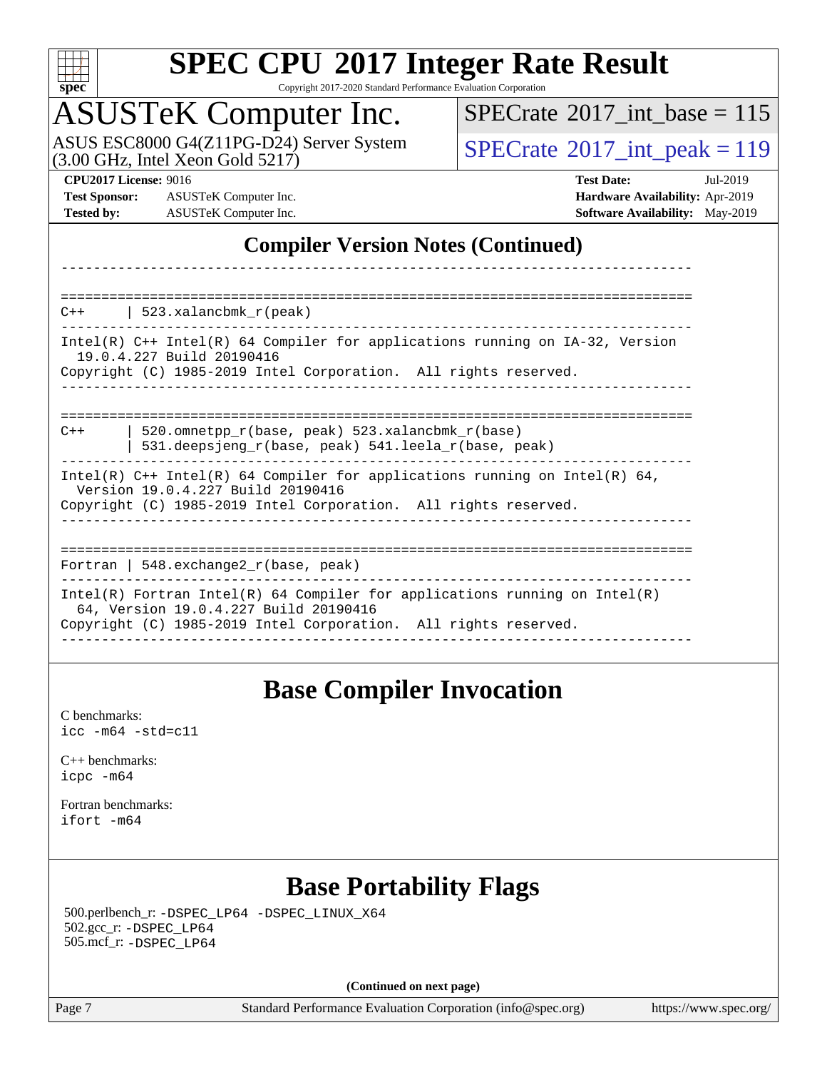## Compiler Version Notes (Continued)

```
------------------------------------------------------------------------------

==============================================================================
C++     | 523.xalancbmk_r(peak)
------------------------------------------------------------------------------
Intel(R) C++ Intel(R) 64 Compiler for applications running on IA-32, Version
  19.0.4.227 Build 20190416
Copyright (C) 1985-2019 Intel Corporation.  All rights reserved.
------------------------------------------------------------------------------

==============================================================================
C++     | 520.omnetpp_r(base, peak) 523.xalancbmk_r(base)
        | 531.deepsjeng_r(base, peak) 541.leela_r(base, peak)
------------------------------------------------------------------------------
Intel(R) C++ Intel(R) 64 Compiler for applications running on Intel(R) 64,
  Version 19.0.4.227 Build 20190416
Copyright (C) 1985-2019 Intel Corporation.  All rights reserved.
------------------------------------------------------------------------------

==============================================================================
Fortran | 548.exchange2_r(base, peak)
------------------------------------------------------------------------------
Intel(R) Fortran Intel(R) 64 Compiler for applications running on Intel(R)
  64, Version 19.0.4.227 Build 20190416
Copyright (C) 1985-2019 Intel Corporation.  All rights reserved.
------------------------------------------------------------------------------
```

## Base Compiler Invocation

C benchmarks:
icc -m64 -std=c11

C++ benchmarks:
icpc -m64

Fortran benchmarks:
ifort -m64

## Base Portability Flags

500.perlbench_r: -DSPEC_LP64 -DSPEC_LINUX_X64
502.gcc_r: -DSPEC_LP64
505.mcf_r: -DSPEC_LP64

**(Continued on next page)**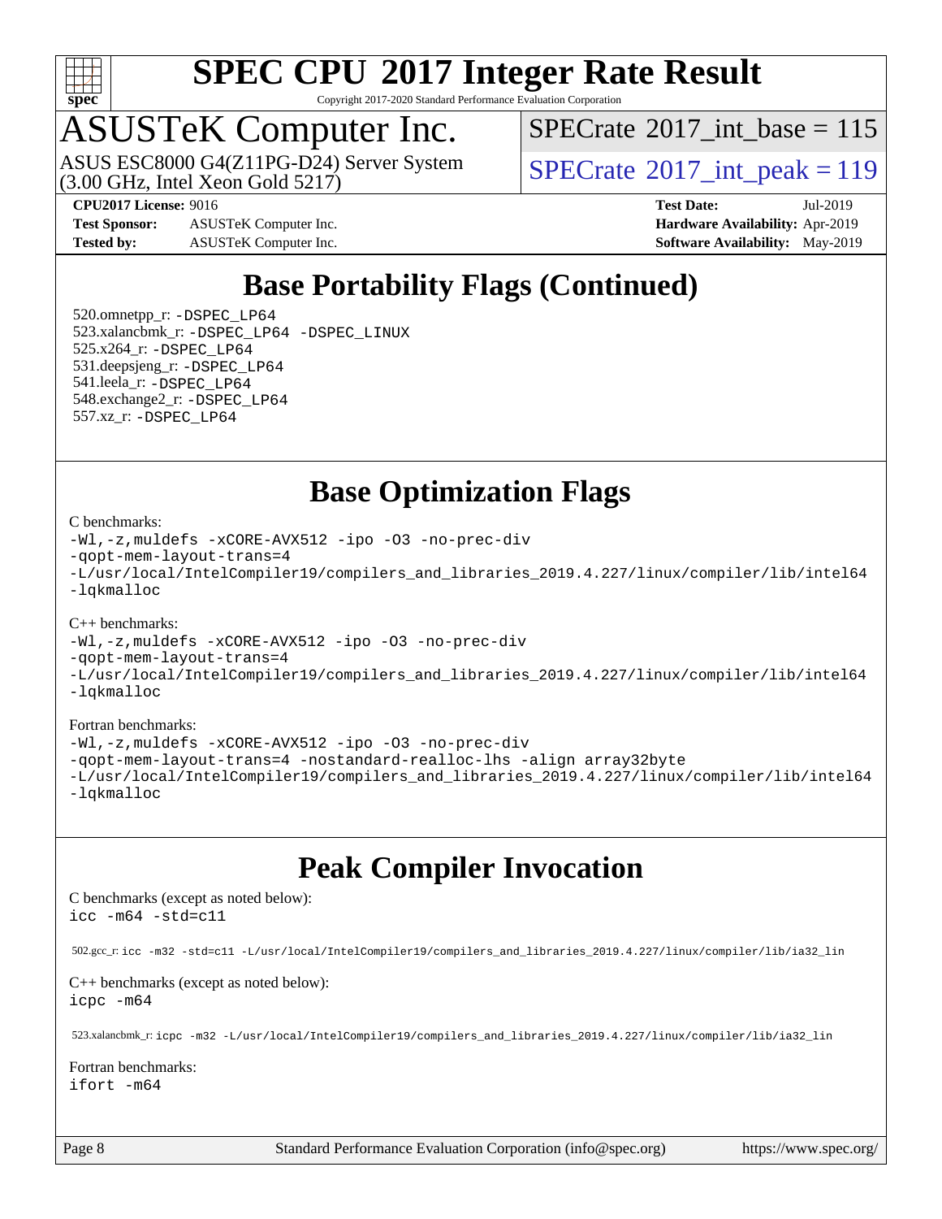## Base Portability Flags (Continued)

520.omnetpp_r: -DSPEC_LP64
523.xalancbmk_r: -DSPEC_LP64 -DSPEC_LINUX
525.x264_r: -DSPEC_LP64
531.deepsjeng_r: -DSPEC_LP64
541.leela_r: -DSPEC_LP64
548.exchange2_r: -DSPEC_LP64
557.xz_r: -DSPEC_LP64

## Base Optimization Flags

C benchmarks:

```
-Wl,-z,muldefs -xCORE-AVX512 -ipo -O3 -no-prec-div
-qopt-mem-layout-trans=4
-L/usr/local/IntelCompiler19/compilers_and_libraries_2019.4.227/linux/compiler/lib/intel64
-lqkmalloc
```

C++ benchmarks:

```
-Wl,-z,muldefs -xCORE-AVX512 -ipo -O3 -no-prec-div
-qopt-mem-layout-trans=4
-L/usr/local/IntelCompiler19/compilers_and_libraries_2019.4.227/linux/compiler/lib/intel64
-lqkmalloc
```

Fortran benchmarks:

```
-Wl,-z,muldefs -xCORE-AVX512 -ipo -O3 -no-prec-div
-qopt-mem-layout-trans=4 -nostandard-realloc-lhs -align array32byte
-L/usr/local/IntelCompiler19/compilers_and_libraries_2019.4.227/linux/compiler/lib/intel64
-lqkmalloc
```

## Peak Compiler Invocation

C benchmarks (except as noted below):

```
icc -m64 -std=c11
```

502.gcc_r: `icc -m32 -std=c11 -L/usr/local/IntelCompiler19/compilers_and_libraries_2019.4.227/linux/compiler/lib/ia32_lin`

C++ benchmarks (except as noted below):

```
icpc -m64
```

523.xalancbmk_r: `icpc -m32 -L/usr/local/IntelCompiler19/compilers_and_libraries_2019.4.227/linux/compiler/lib/ia32_lin`

Fortran benchmarks:

```
ifort -m64
```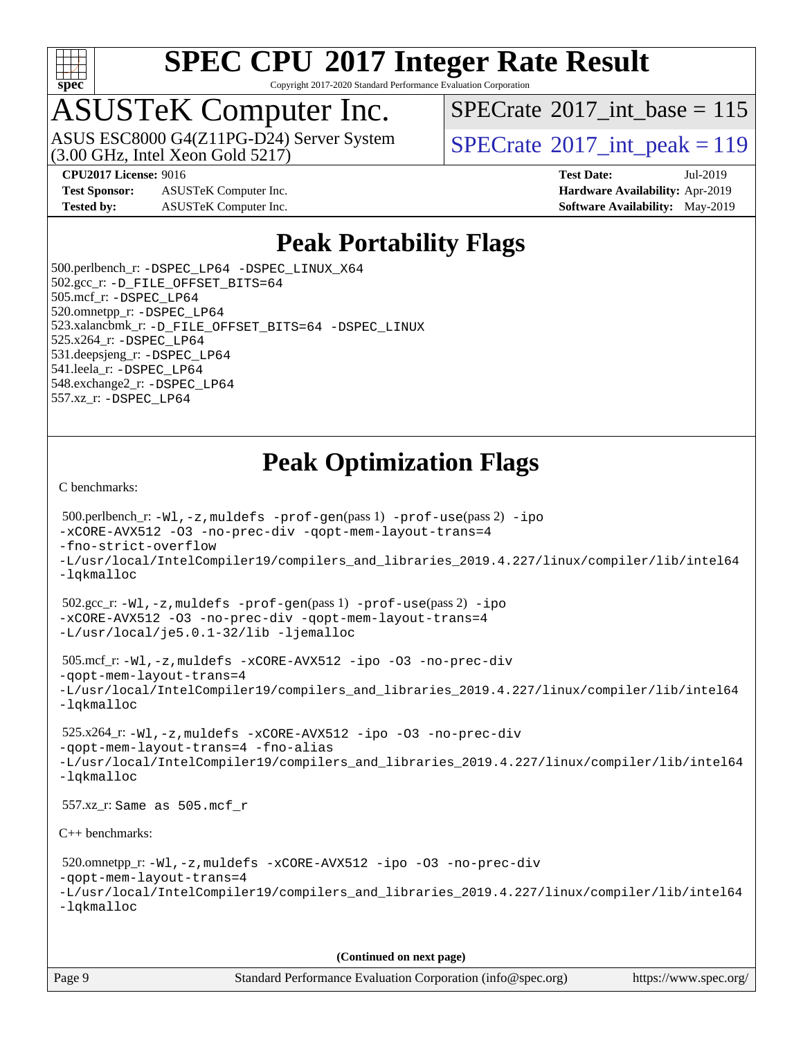# Peak Portability Flags

500.perlbench_r: -DSPEC_LP64 -DSPEC_LINUX_X64
502.gcc_r: -D_FILE_OFFSET_BITS=64
505.mcf_r: -DSPEC_LP64
520.omnetpp_r: -DSPEC_LP64
523.xalancbmk_r: -D_FILE_OFFSET_BITS=64 -DSPEC_LINUX
525.x264_r: -DSPEC_LP64
531.deepsjeng_r: -DSPEC_LP64
541.leela_r: -DSPEC_LP64
548.exchange2_r: -DSPEC_LP64
557.xz_r: -DSPEC_LP64

# Peak Optimization Flags

C benchmarks:

500.perlbench_r: -Wl,-z,muldefs -prof-gen(pass 1) -prof-use(pass 2) -ipo -xCORE-AVX512 -O3 -no-prec-div -qopt-mem-layout-trans=4 -fno-strict-overflow -L/usr/local/IntelCompiler19/compilers_and_libraries_2019.4.227/linux/compiler/lib/intel64 -lqkmalloc

502.gcc_r: -Wl,-z,muldefs -prof-gen(pass 1) -prof-use(pass 2) -ipo -xCORE-AVX512 -O3 -no-prec-div -qopt-mem-layout-trans=4 -L/usr/local/je5.0.1-32/lib -ljemalloc

505.mcf_r: -Wl,-z,muldefs -xCORE-AVX512 -ipo -O3 -no-prec-div -qopt-mem-layout-trans=4 -L/usr/local/IntelCompiler19/compilers_and_libraries_2019.4.227/linux/compiler/lib/intel64 -lqkmalloc

525.x264_r: -Wl,-z,muldefs -xCORE-AVX512 -ipo -O3 -no-prec-div -qopt-mem-layout-trans=4 -fno-alias -L/usr/local/IntelCompiler19/compilers_and_libraries_2019.4.227/linux/compiler/lib/intel64 -lqkmalloc

557.xz_r: Same as 505.mcf_r

C++ benchmarks:

520.omnetpp_r: -Wl,-z,muldefs -xCORE-AVX512 -ipo -O3 -no-prec-div -qopt-mem-layout-trans=4 -L/usr/local/IntelCompiler19/compilers_and_libraries_2019.4.227/linux/compiler/lib/intel64 -lqkmalloc

(Continued on next page)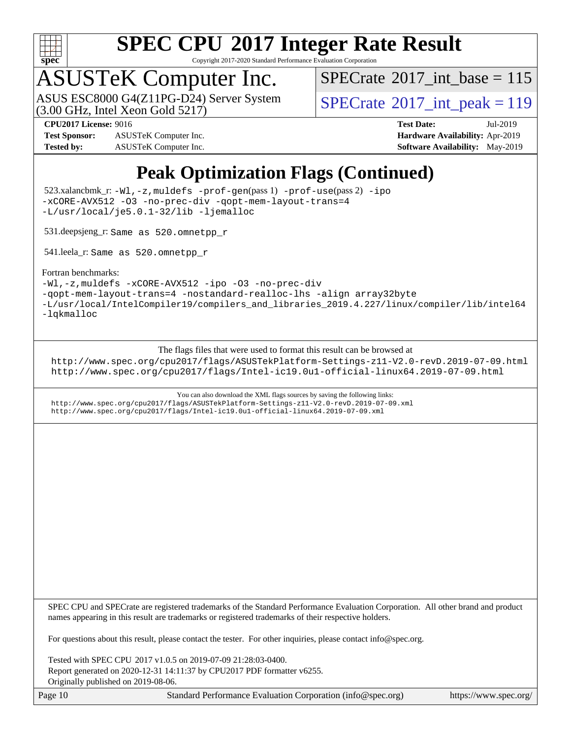# Peak Optimization Flags (Continued)

523.xalancbmk_r: `-Wl,-z,muldefs -prof-gen`(pass 1) `-prof-use`(pass 2) `-ipo -xCORE-AVX512 -O3 -no-prec-div -qopt-mem-layout-trans=4 -L/usr/local/je5.0.1-32/lib -ljemalloc`

531.deepsjeng_r: `Same as 520.omnetpp_r`

541.leela_r: `Same as 520.omnetpp_r`

Fortran benchmarks:

```
-Wl,-z,muldefs -xCORE-AVX512 -ipo -O3 -no-prec-div
-qopt-mem-layout-trans=4 -nostandard-realloc-lhs -align array32byte
-L/usr/local/IntelCompiler19/compilers_and_libraries_2019.4.227/linux/compiler/lib/intel64
-lqkmalloc
```

The flags files that were used to format this result can be browsed at

http://www.spec.org/cpu2017/flags/ASUSTekPlatform-Settings-z11-V2.0-revD.2019-07-09.html
http://www.spec.org/cpu2017/flags/Intel-ic19.0u1-official-linux64.2019-07-09.html

You can also download the XML flags sources by saving the following links:

http://www.spec.org/cpu2017/flags/ASUSTekPlatform-Settings-z11-V2.0-revD.2019-07-09.xml
http://www.spec.org/cpu2017/flags/Intel-ic19.0u1-official-linux64.2019-07-09.xml

SPEC CPU and SPECrate are registered trademarks of the Standard Performance Evaluation Corporation. All other brand and product names appearing in this result are trademarks or registered trademarks of their respective holders.

For questions about this result, please contact the tester. For other inquiries, please contact info@spec.org.

Tested with SPEC CPU 2017 v1.0.5 on 2019-07-09 21:28:03-0400.
Report generated on 2020-12-31 14:11:37 by CPU2017 PDF formatter v6255.
Originally published on 2019-08-06.